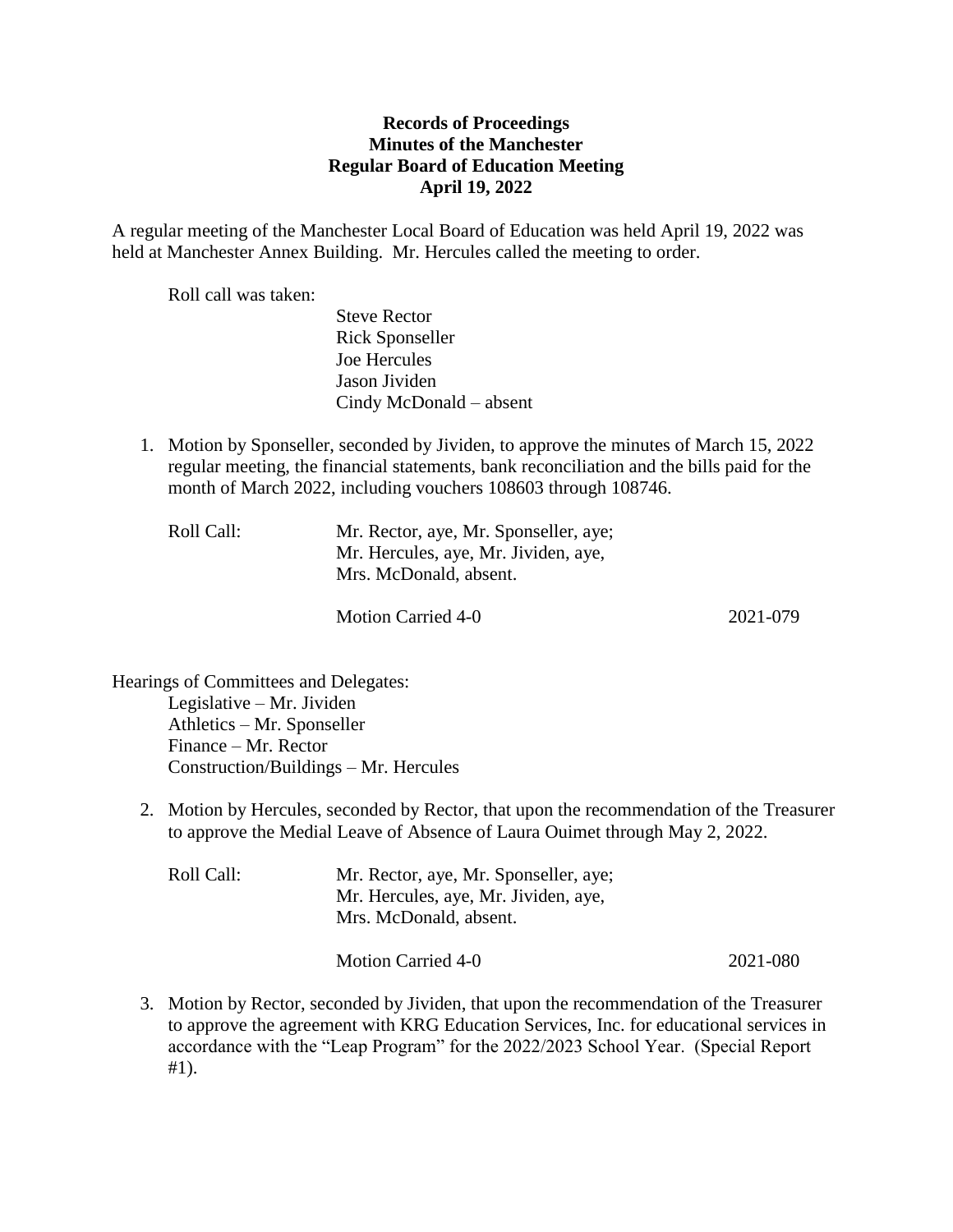**Records of Proceedings**
**Minutes of the Manchester**
**Regular Board of Education Meeting**
**April 19, 2022**

A regular meeting of the Manchester Local Board of Education was held April 19, 2022 was held at Manchester Annex Building. Mr. Hercules called the meeting to order.

Roll call was taken:

Steve Rector
Rick Sponseller
Joe Hercules
Jason Jividen
Cindy McDonald – absent

1. Motion by Sponseller, seconded by Jividen, to approve the minutes of March 15, 2022 regular meeting, the financial statements, bank reconciliation and the bills paid for the month of March 2022, including vouchers 108603 through 108746.

   Roll Call: Mr. Rector, aye, Mr. Sponseller, aye;
   Mr. Hercules, aye, Mr. Jividen, aye,
   Mrs. McDonald, absent.

   Motion Carried 4-0 2021-079

Hearings of Committees and Delegates:

Legislative – Mr. Jividen
Athletics – Mr. Sponseller
Finance – Mr. Rector
Construction/Buildings – Mr. Hercules

2. Motion by Hercules, seconded by Rector, that upon the recommendation of the Treasurer to approve the Medial Leave of Absence of Laura Ouimet through May 2, 2022.

   Roll Call: Mr. Rector, aye, Mr. Sponseller, aye;
   Mr. Hercules, aye, Mr. Jividen, aye,
   Mrs. McDonald, absent.

   Motion Carried 4-0 2021-080

3. Motion by Rector, seconded by Jividen, that upon the recommendation of the Treasurer to approve the agreement with KRG Education Services, Inc. for educational services in accordance with the "Leap Program" for the 2022/2023 School Year. (Special Report #1).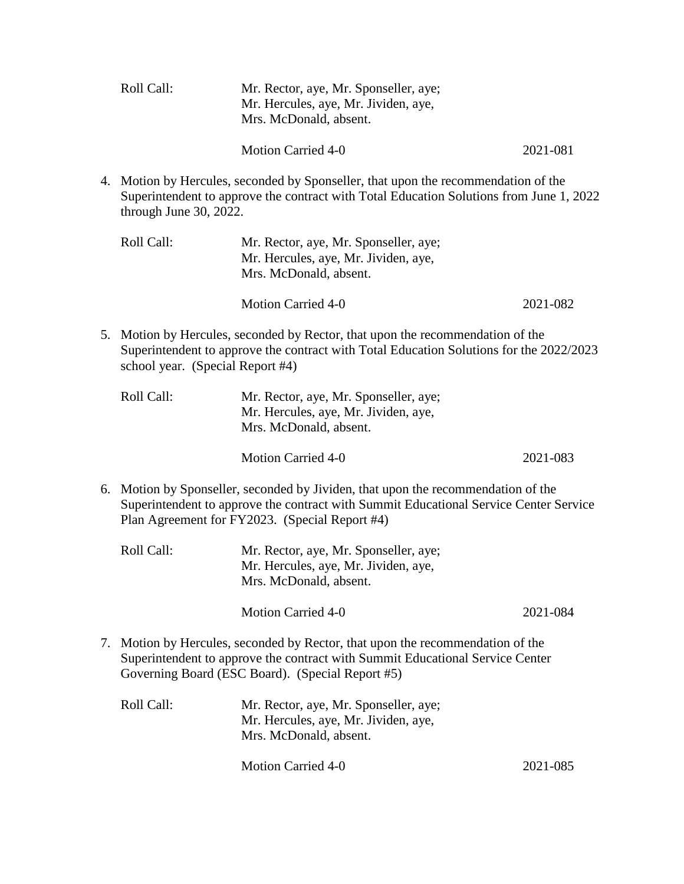Roll Call: Mr. Rector, aye, Mr. Sponseller, aye;
Mr. Hercules, aye, Mr. Jividen, aye,
Mrs. McDonald, absent.

Motion Carried 4-0 2021-081

4. Motion by Hercules, seconded by Sponseller, that upon the recommendation of the Superintendent to approve the contract with Total Education Solutions from June 1, 2022 through June 30, 2022.

   Roll Call: Mr. Rector, aye, Mr. Sponseller, aye;
   Mr. Hercules, aye, Mr. Jividen, aye,
   Mrs. McDonald, absent.

   Motion Carried 4-0 2021-082

5. Motion by Hercules, seconded by Rector, that upon the recommendation of the Superintendent to approve the contract with Total Education Solutions for the 2022/2023 school year. (Special Report #4)

   Roll Call: Mr. Rector, aye, Mr. Sponseller, aye;
   Mr. Hercules, aye, Mr. Jividen, aye,
   Mrs. McDonald, absent.

   Motion Carried 4-0 2021-083

6. Motion by Sponseller, seconded by Jividen, that upon the recommendation of the Superintendent to approve the contract with Summit Educational Service Center Service Plan Agreement for FY2023. (Special Report #4)

   Roll Call: Mr. Rector, aye, Mr. Sponseller, aye;
   Mr. Hercules, aye, Mr. Jividen, aye,
   Mrs. McDonald, absent.

   Motion Carried 4-0 2021-084

7. Motion by Hercules, seconded by Rector, that upon the recommendation of the Superintendent to approve the contract with Summit Educational Service Center Governing Board (ESC Board). (Special Report #5)

   Roll Call: Mr. Rector, aye, Mr. Sponseller, aye;
   Mr. Hercules, aye, Mr. Jividen, aye,
   Mrs. McDonald, absent.

   Motion Carried 4-0 2021-085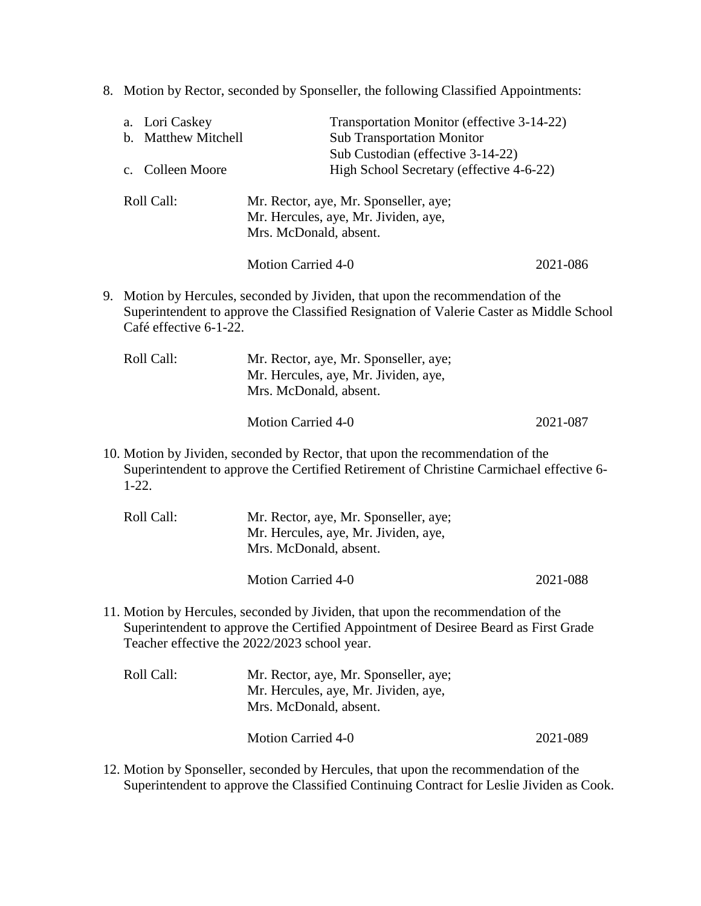8. Motion by Rector, seconded by Sponseller, the following Classified Appointments:

   a. Lori Caskey — Transportation Monitor (effective 3-14-22)
   b. Matthew Mitchell — Sub Transportation Monitor
      Sub Custodian (effective 3-14-22)
   c. Colleen Moore — High School Secretary (effective 4-6-22)

   Roll Call: Mr. Rector, aye, Mr. Sponseller, aye;
   Mr. Hercules, aye, Mr. Jividen, aye,
   Mrs. McDonald, absent.

   Motion Carried 4-0 2021-086

9. Motion by Hercules, seconded by Jividen, that upon the recommendation of the Superintendent to approve the Classified Resignation of Valerie Caster as Middle School Café effective 6-1-22.

   Roll Call: Mr. Rector, aye, Mr. Sponseller, aye;
   Mr. Hercules, aye, Mr. Jividen, aye,
   Mrs. McDonald, absent.

   Motion Carried 4-0 2021-087

10. Motion by Jividen, seconded by Rector, that upon the recommendation of the Superintendent to approve the Certified Retirement of Christine Carmichael effective 6-1-22.

    Roll Call: Mr. Rector, aye, Mr. Sponseller, aye;
    Mr. Hercules, aye, Mr. Jividen, aye,
    Mrs. McDonald, absent.

    Motion Carried 4-0 2021-088

11. Motion by Hercules, seconded by Jividen, that upon the recommendation of the Superintendent to approve the Certified Appointment of Desiree Beard as First Grade Teacher effective the 2022/2023 school year.

    Roll Call: Mr. Rector, aye, Mr. Sponseller, aye;
    Mr. Hercules, aye, Mr. Jividen, aye,
    Mrs. McDonald, absent.

    Motion Carried 4-0 2021-089

12. Motion by Sponseller, seconded by Hercules, that upon the recommendation of the Superintendent to approve the Classified Continuing Contract for Leslie Jividen as Cook.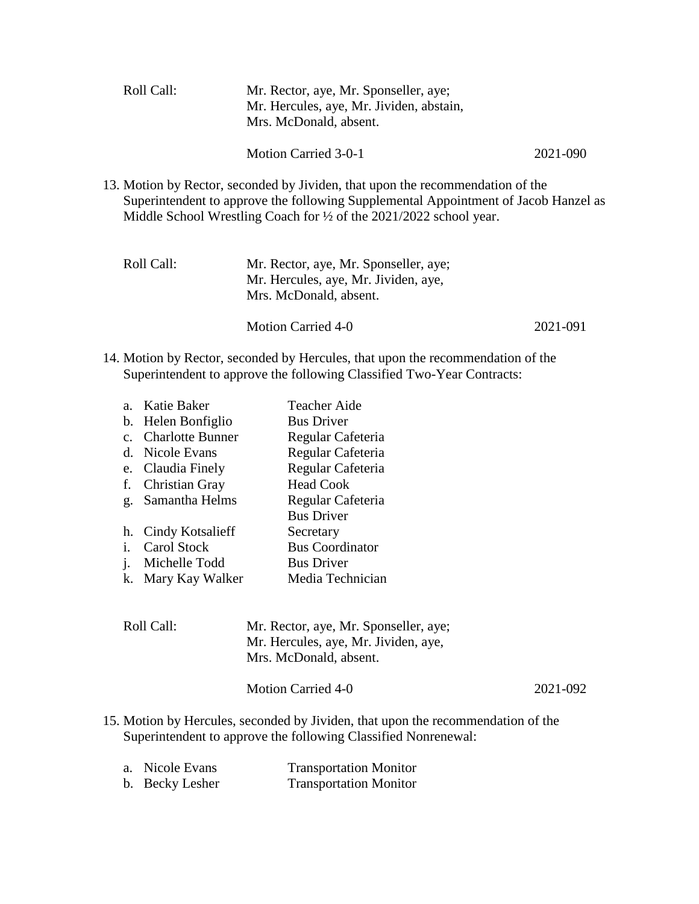Roll Call: Mr. Rector, aye, Mr. Sponseller, aye;
Mr. Hercules, aye, Mr. Jividen, abstain,
Mrs. McDonald, absent.

Motion Carried 3-0-1 2021-090

13. Motion by Rector, seconded by Jividen, that upon the recommendation of the Superintendent to approve the following Supplemental Appointment of Jacob Hanzel as Middle School Wrestling Coach for ½ of the 2021/2022 school year.

Roll Call: Mr. Rector, aye, Mr. Sponseller, aye;
Mr. Hercules, aye, Mr. Jividen, aye,
Mrs. McDonald, absent.

Motion Carried 4-0 2021-091

14. Motion by Rector, seconded by Hercules, that upon the recommendation of the Superintendent to approve the following Classified Two-Year Contracts:

   a. Katie Baker — Teacher Aide
   b. Helen Bonfiglio — Bus Driver
   c. Charlotte Bunner — Regular Cafeteria
   d. Nicole Evans — Regular Cafeteria
   e. Claudia Finely — Regular Cafeteria
   f. Christian Gray — Head Cook
   g. Samantha Helms — Regular Cafeteria, Bus Driver
   h. Cindy Kotsalieff — Secretary
   i. Carol Stock — Bus Coordinator
   j. Michelle Todd — Bus Driver
   k. Mary Kay Walker — Media Technician

Roll Call: Mr. Rector, aye, Mr. Sponseller, aye;
Mr. Hercules, aye, Mr. Jividen, aye,
Mrs. McDonald, absent.

Motion Carried 4-0 2021-092

15. Motion by Hercules, seconded by Jividen, that upon the recommendation of the Superintendent to approve the following Classified Nonrenewal:

   a. Nicole Evans — Transportation Monitor
   b. Becky Lesher — Transportation Monitor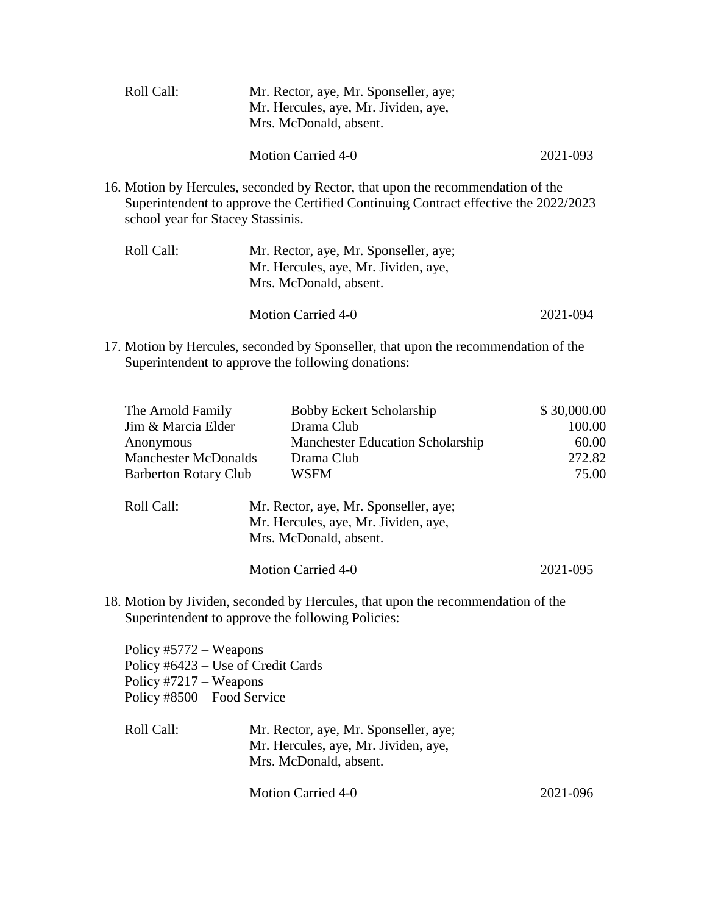Roll Call: Mr. Rector, aye, Mr. Sponseller, aye;
Mr. Hercules, aye, Mr. Jividen, aye,
Mrs. McDonald, absent.

Motion Carried 4-0 2021-093

16. Motion by Hercules, seconded by Rector, that upon the recommendation of the Superintendent to approve the Certified Continuing Contract effective the 2022/2023 school year for Stacey Stassinis.

Roll Call: Mr. Rector, aye, Mr. Sponseller, aye;
Mr. Hercules, aye, Mr. Jividen, aye,
Mrs. McDonald, absent.

Motion Carried 4-0 2021-094

17. Motion by Hercules, seconded by Sponseller, that upon the recommendation of the Superintendent to approve the following donations:

| | | |
|---|---|---|
| The Arnold Family | Bobby Eckert Scholarship | $ 30,000.00 |
| Jim & Marcia Elder | Drama Club | 100.00 |
| Anonymous | Manchester Education Scholarship | 60.00 |
| Manchester McDonalds | Drama Club | 272.82 |
| Barberton Rotary Club | WSFM | 75.00 |

Roll Call: Mr. Rector, aye, Mr. Sponseller, aye;
Mr. Hercules, aye, Mr. Jividen, aye,
Mrs. McDonald, absent.

Motion Carried 4-0 2021-095

18. Motion by Jividen, seconded by Hercules, that upon the recommendation of the Superintendent to approve the following Policies:

Policy #5772 – Weapons
Policy #6423 – Use of Credit Cards
Policy #7217 – Weapons
Policy #8500 – Food Service

Roll Call: Mr. Rector, aye, Mr. Sponseller, aye;
Mr. Hercules, aye, Mr. Jividen, aye,
Mrs. McDonald, absent.

Motion Carried 4-0 2021-096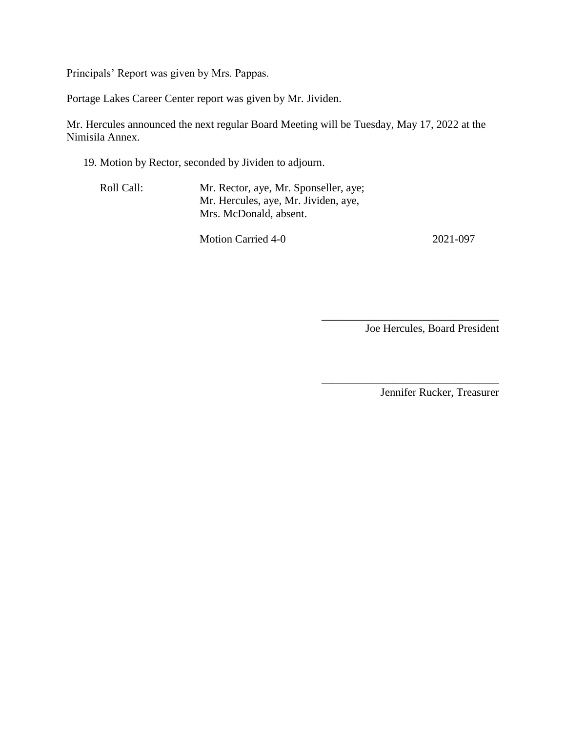Principals' Report was given by Mrs. Pappas.

Portage Lakes Career Center report was given by Mr. Jividen.

Mr. Hercules announced the next regular Board Meeting will be Tuesday, May 17, 2022 at the Nimisila Annex.

19. Motion by Rector, seconded by Jividen to adjourn.

Roll Call: Mr. Rector, aye, Mr. Sponseller, aye;
Mr. Hercules, aye, Mr. Jividen, aye,
Mrs. McDonald, absent.

Motion Carried 4-0 2021-097

________________________________
Joe Hercules, Board President

________________________________
Jennifer Rucker, Treasurer